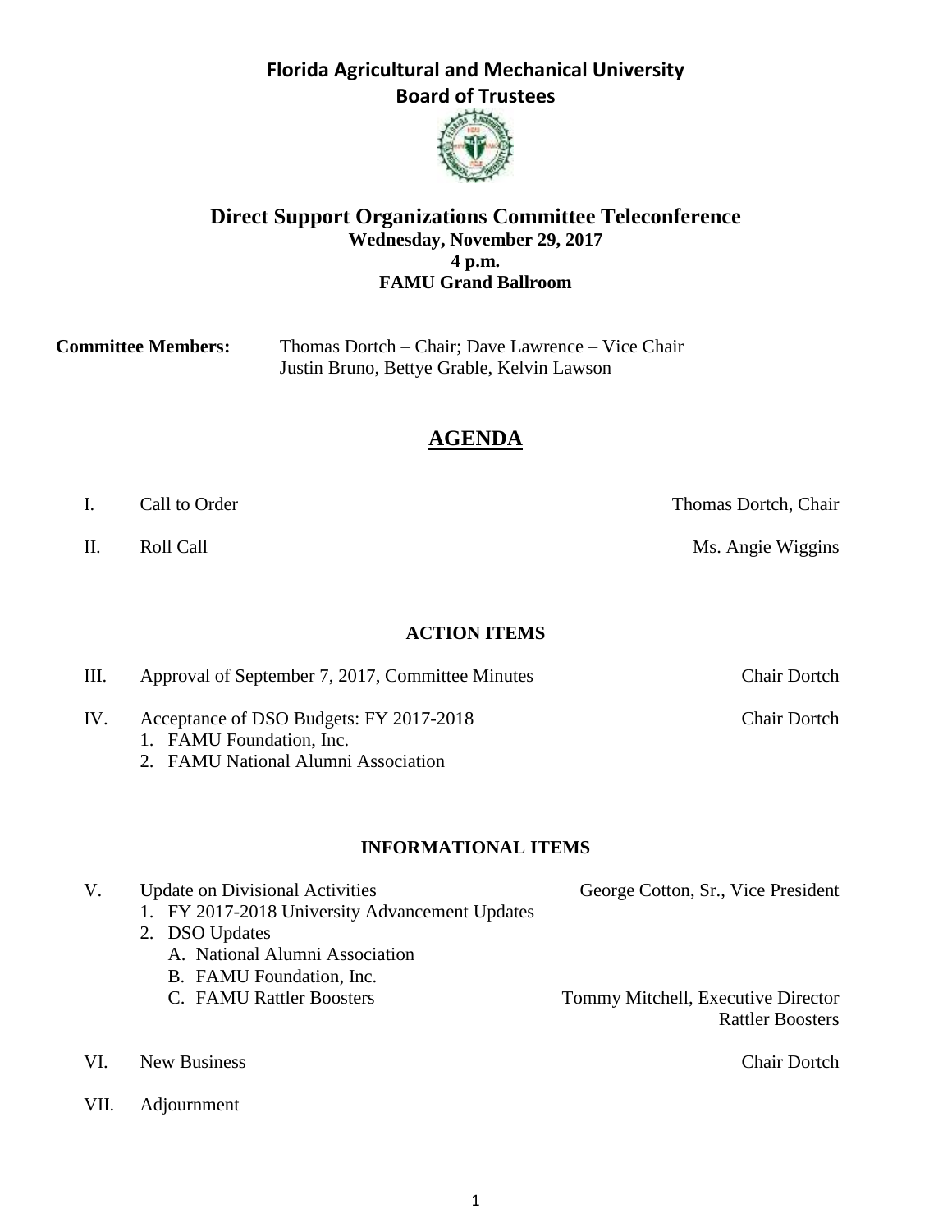# Florida Agricultural and Mechanical University
## Board of Trustees

## Direct Support Organizations Committee Teleconference
**Wednesday, November 29, 2017**
**4 p.m.**
**FAMU Grand Ballroom**

**Committee Members:** Thomas Dortch – Chair; Dave Lawrence – Vice Chair
Justin Bruno, Bettye Grable, Kelvin Lawson

## AGENDA

I. Call to Order — Thomas Dortch, Chair

II. Roll Call — Ms. Angie Wiggins

### ACTION ITEMS

III. Approval of September 7, 2017, Committee Minutes — Chair Dortch

IV. Acceptance of DSO Budgets: FY 2017-2018 — Chair Dortch
1. FAMU Foundation, Inc.
2. FAMU National Alumni Association

### INFORMATIONAL ITEMS

V. Update on Divisional Activities — George Cotton, Sr., Vice President
1. FY 2017-2018 University Advancement Updates
2. DSO Updates
   A. National Alumni Association
   B. FAMU Foundation, Inc.
   C. FAMU Rattler Boosters — Tommy Mitchell, Executive Director Rattler Boosters

VI. New Business — Chair Dortch

VII. Adjournment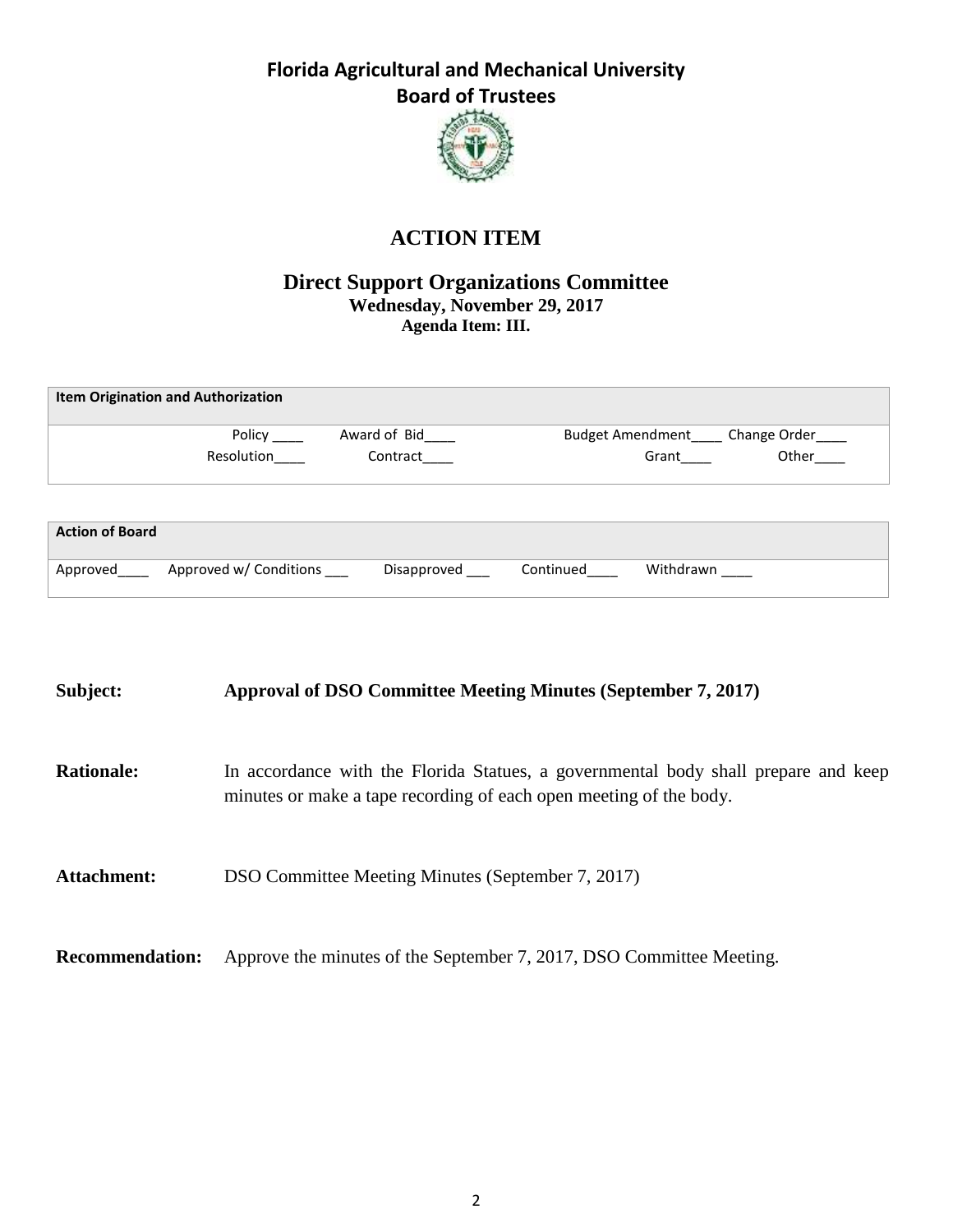# Florida Agricultural and Mechanical University
## Board of Trustees

# ACTION ITEM

## Direct Support Organizations Committee
**Wednesday, November 29, 2017**
**Agenda Item: III.**

| Item Origination and Authorization | | | |
|---|---|---|---|
| Policy ____ | Award of Bid____ | Budget Amendment____ | Change Order____ |
| Resolution____ | Contract____ | Grant____ | Other____ |

| Action of Board | | | | |
|---|---|---|---|---|
| Approved____ | Approved w/ Conditions ___ | Disapproved ___ | Continued____ | Withdrawn ____ |

**Subject:** **Approval of DSO Committee Meeting Minutes (September 7, 2017)**

**Rationale:** In accordance with the Florida Statues, a governmental body shall prepare and keep minutes or make a tape recording of each open meeting of the body.

**Attachment:** DSO Committee Meeting Minutes (September 7, 2017)

**Recommendation:** Approve the minutes of the September 7, 2017, DSO Committee Meeting.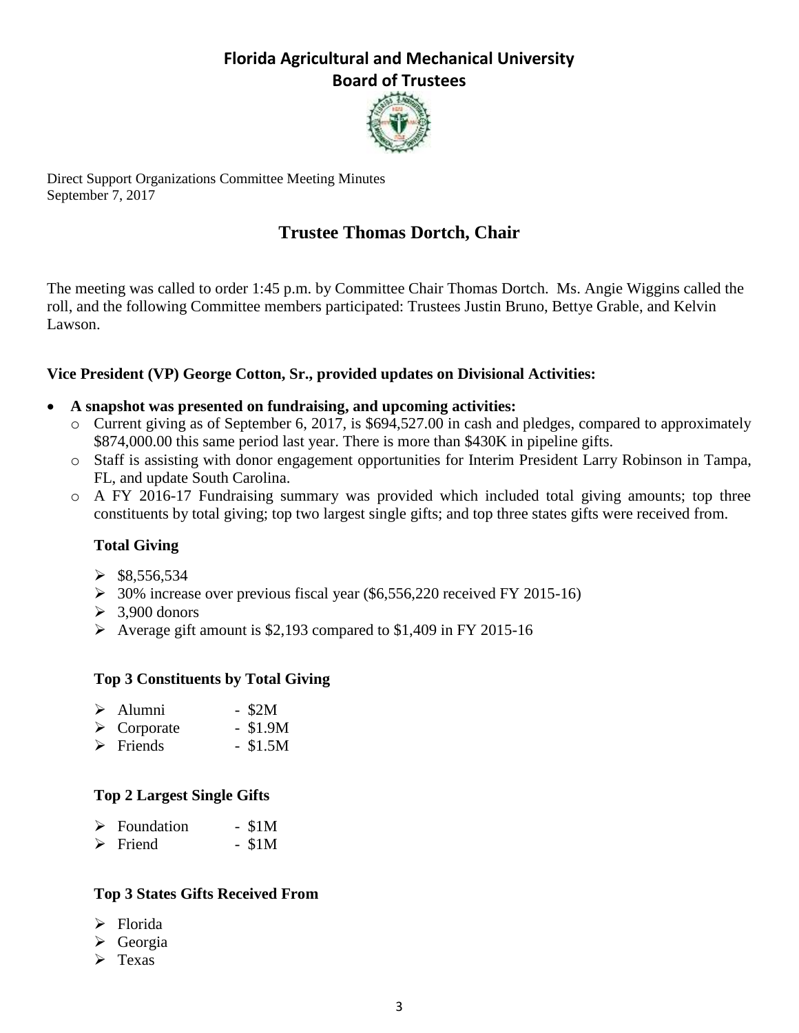# Florida Agricultural and Mechanical University
## Board of Trustees

Direct Support Organizations Committee Meeting Minutes
September 7, 2017

## Trustee Thomas Dortch, Chair

The meeting was called to order 1:45 p.m. by Committee Chair Thomas Dortch. Ms. Angie Wiggins called the roll, and the following Committee members participated: Trustees Justin Bruno, Bettye Grable, and Kelvin Lawson.

**Vice President (VP) George Cotton, Sr., provided updates on Divisional Activities:**

- **A snapshot was presented on fundraising, and upcoming activities:**
  - Current giving as of September 6, 2017, is $694,527.00 in cash and pledges, compared to approximately $874,000.00 this same period last year. There is more than $430K in pipeline gifts.
  - Staff is assisting with donor engagement opportunities for Interim President Larry Robinson in Tampa, FL, and update South Carolina.
  - A FY 2016-17 Fundraising summary was provided which included total giving amounts; top three constituents by total giving; top two largest single gifts; and top three states gifts were received from.

### Total Giving

- $8,556,534
- 30% increase over previous fiscal year ($6,556,220 received FY 2015-16)
- 3,900 donors
- Average gift amount is $2,193 compared to $1,409 in FY 2015-16

### Top 3 Constituents by Total Giving

- Alumni - $2M
- Corporate - $1.9M
- Friends - $1.5M

### Top 2 Largest Single Gifts

- Foundation - $1M
- Friend - $1M

### Top 3 States Gifts Received From

- Florida
- Georgia
- Texas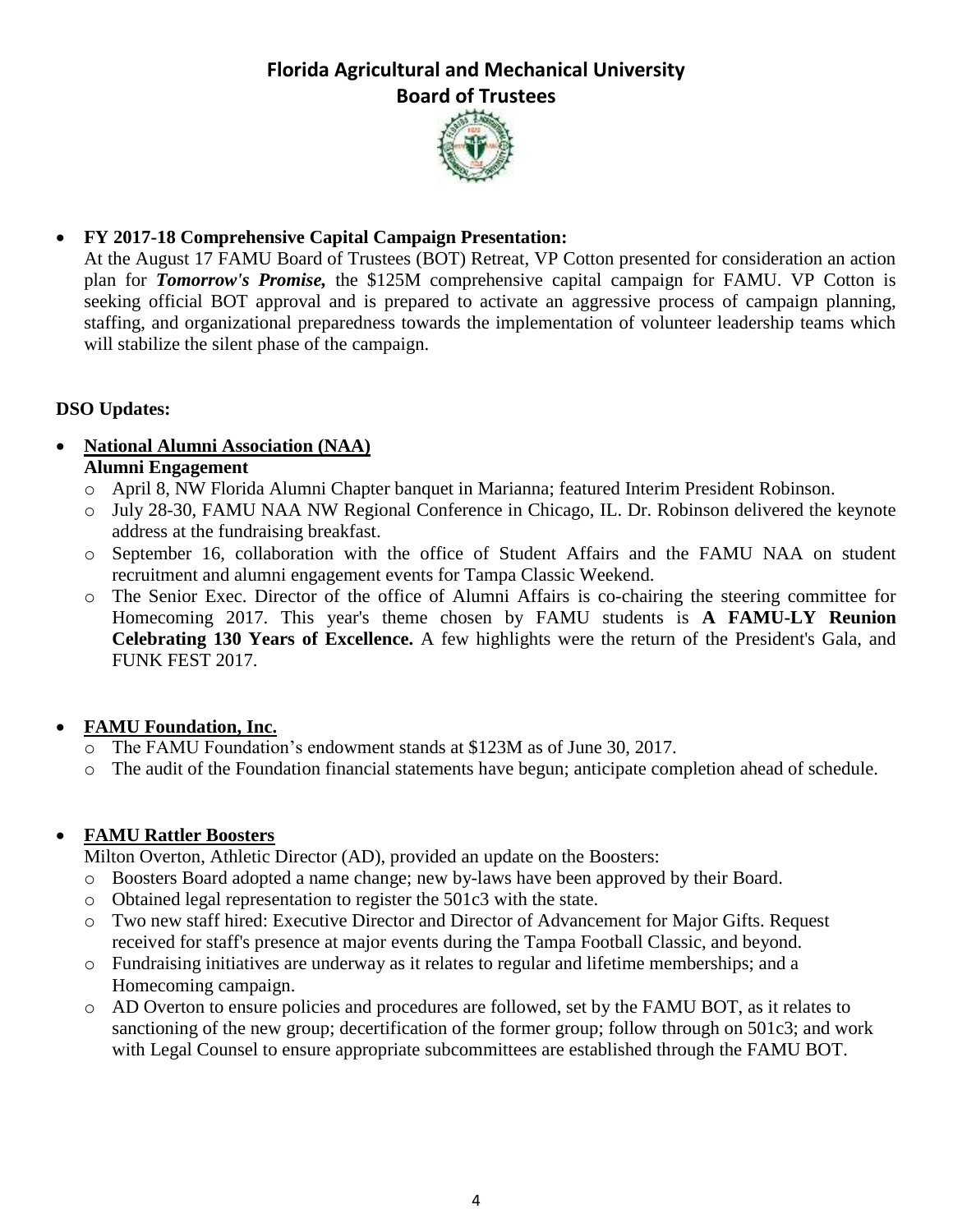# Florida Agricultural and Mechanical University
## Board of Trustees

- **FY 2017-18 Comprehensive Capital Campaign Presentation:**
  At the August 17 FAMU Board of Trustees (BOT) Retreat, VP Cotton presented for consideration an action plan for ***Tomorrow's Promise,*** the $125M comprehensive capital campaign for FAMU. VP Cotton is seeking official BOT approval and is prepared to activate an aggressive process of campaign planning, staffing, and organizational preparedness towards the implementation of volunteer leadership teams which will stabilize the silent phase of the campaign.

**DSO Updates:**

- **National Alumni Association (NAA)**
  **Alumni Engagement**
  - April 8, NW Florida Alumni Chapter banquet in Marianna; featured Interim President Robinson.
  - July 28-30, FAMU NAA NW Regional Conference in Chicago, IL. Dr. Robinson delivered the keynote address at the fundraising breakfast.
  - September 16, collaboration with the office of Student Affairs and the FAMU NAA on student recruitment and alumni engagement events for Tampa Classic Weekend.
  - The Senior Exec. Director of the office of Alumni Affairs is co-chairing the steering committee for Homecoming 2017. This year's theme chosen by FAMU students is **A FAMU-LY Reunion Celebrating 130 Years of Excellence.** A few highlights were the return of the President's Gala, and FUNK FEST 2017.

- **FAMU Foundation, Inc.**
  - The FAMU Foundation's endowment stands at $123M as of June 30, 2017.
  - The audit of the Foundation financial statements have begun; anticipate completion ahead of schedule.

- **FAMU Rattler Boosters**
  Milton Overton, Athletic Director (AD), provided an update on the Boosters:
  - Boosters Board adopted a name change; new by-laws have been approved by their Board.
  - Obtained legal representation to register the 501c3 with the state.
  - Two new staff hired: Executive Director and Director of Advancement for Major Gifts. Request received for staff's presence at major events during the Tampa Football Classic, and beyond.
  - Fundraising initiatives are underway as it relates to regular and lifetime memberships; and a Homecoming campaign.
  - AD Overton to ensure policies and procedures are followed, set by the FAMU BOT, as it relates to sanctioning of the new group; decertification of the former group; follow through on 501c3; and work with Legal Counsel to ensure appropriate subcommittees are established through the FAMU BOT.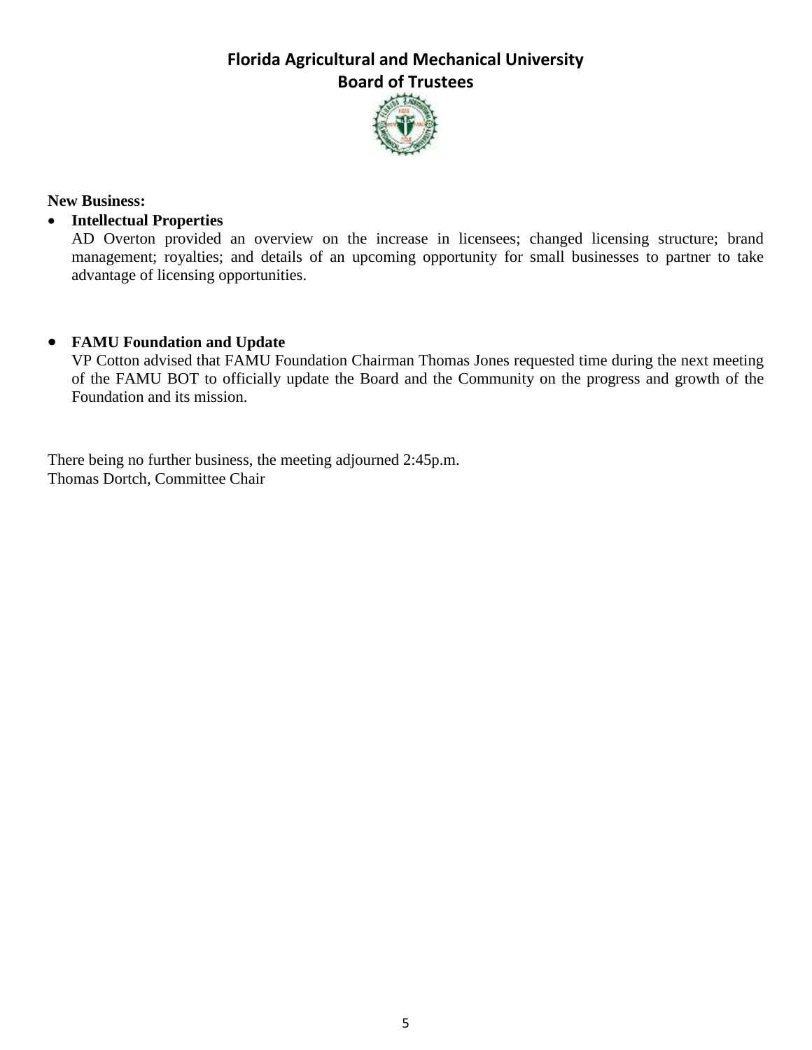**New Business:**

- **Intellectual Properties**
  AD Overton provided an overview on the increase in licensees; changed licensing structure; brand management; royalties; and details of an upcoming opportunity for small businesses to partner to take advantage of licensing opportunities.

- **FAMU Foundation and Update**
  VP Cotton advised that FAMU Foundation Chairman Thomas Jones requested time during the next meeting of the FAMU BOT to officially update the Board and the Community on the progress and growth of the Foundation and its mission.

There being no further business, the meeting adjourned 2:45p.m.
Thomas Dortch, Committee Chair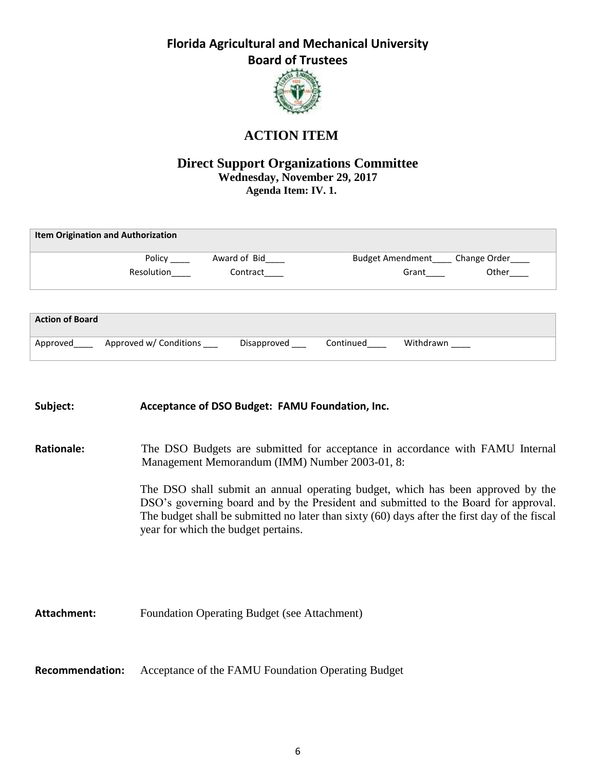# Florida Agricultural and Mechanical University
## Board of Trustees

# ACTION ITEM

## Direct Support Organizations Committee
**Wednesday, November 29, 2017**
**Agenda Item: IV. 1.**

| Item Origination and Authorization | | | |
|---|---|---|---|
| Policy ____ | Award of Bid____ | Budget Amendment____ | Change Order____ |
| Resolution____ | Contract____ | Grant____ | Other____ |

| Action of Board | | | | |
|---|---|---|---|---|
| Approved____ | Approved w/ Conditions ___ | Disapproved ___ | Continued____ | Withdrawn ____ |

**Subject:** **Acceptance of DSO Budget: FAMU Foundation, Inc.**

**Rationale:** The DSO Budgets are submitted for acceptance in accordance with FAMU Internal Management Memorandum (IMM) Number 2003-01, 8:

The DSO shall submit an annual operating budget, which has been approved by the DSO's governing board and by the President and submitted to the Board for approval. The budget shall be submitted no later than sixty (60) days after the first day of the fiscal year for which the budget pertains.

**Attachment:** Foundation Operating Budget (see Attachment)

**Recommendation:** Acceptance of the FAMU Foundation Operating Budget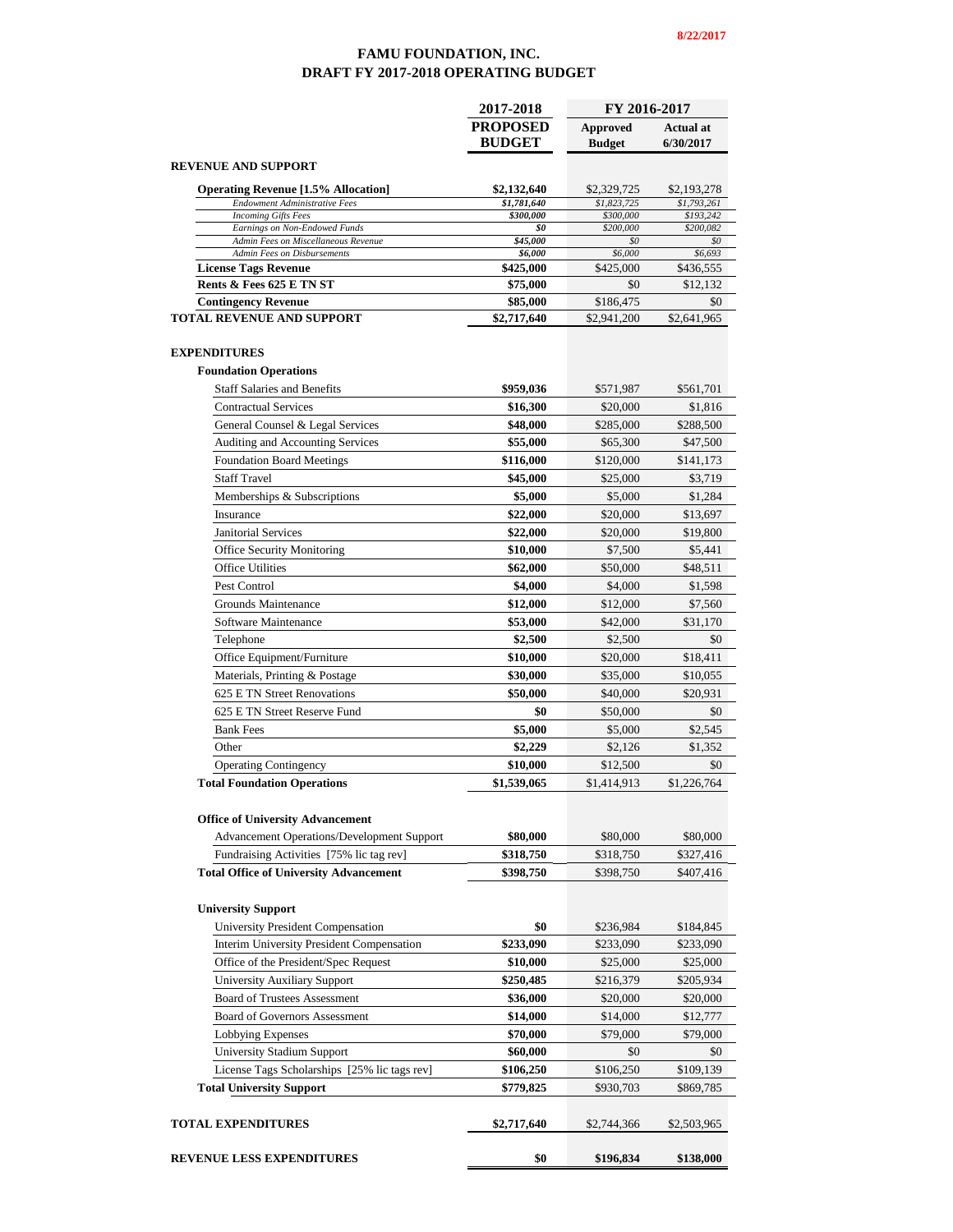8/22/2017

# FAMU FOUNDATION, INC.
## DRAFT FY 2017-2018 OPERATING BUDGET

| | 2017-2018 | FY 2016-2017 | |
|---|---|---|---|
| | **PROPOSED BUDGET** | **Approved Budget** | **Actual at 6/30/2017** |
| **REVENUE AND SUPPORT** | | | |
| **Operating Revenue [1.5% Allocation]** | **$2,132,640** | $2,329,725 | $2,193,278 |
| *Endowment Administrative Fees* | ***$1,781,640*** | *$1,823,725* | *$1,793,261* |
| *Incoming Gifts Fees* | ***$300,000*** | *$300,000* | *$193,242* |
| *Earnings on Non-Endowed Funds* | ***$0*** | *$200,000* | *$200,082* |
| *Admin Fees on Miscellaneous Revenue* | ***$45,000*** | *$0* | *$0* |
| *Admin Fees on Disbursements* | ***$6,000*** | *$6,000* | *$6,693* |
| **License Tags Revenue** | **$425,000** | $425,000 | $436,555 |
| **Rents & Fees 625 E TN ST** | **$75,000** | $0 | $12,132 |
| **Contingency Revenue** | **$85,000** | $186,475 | $0 |
| **TOTAL REVENUE AND SUPPORT** | **$2,717,640** | $2,941,200 | $2,641,965 |
| **EXPENDITURES** | | | |
| **Foundation Operations** | | | |
| Staff Salaries and Benefits | **$959,036** | $571,987 | $561,701 |
| Contractual Services | **$16,300** | $20,000 | $1,816 |
| General Counsel & Legal Services | **$48,000** | $285,000 | $288,500 |
| Auditing and Accounting Services | **$55,000** | $65,300 | $47,500 |
| Foundation Board Meetings | **$116,000** | $120,000 | $141,173 |
| Staff Travel | **$45,000** | $25,000 | $3,719 |
| Memberships & Subscriptions | **$5,000** | $5,000 | $1,284 |
| Insurance | **$22,000** | $20,000 | $13,697 |
| Janitorial Services | **$22,000** | $20,000 | $19,800 |
| Office Security Monitoring | **$10,000** | $7,500 | $5,441 |
| Office Utilities | **$62,000** | $50,000 | $48,511 |
| Pest Control | **$4,000** | $4,000 | $1,598 |
| Grounds Maintenance | **$12,000** | $12,000 | $7,560 |
| Software Maintenance | **$53,000** | $42,000 | $31,170 |
| Telephone | **$2,500** | $2,500 | $0 |
| Office Equipment/Furniture | **$10,000** | $20,000 | $18,411 |
| Materials, Printing & Postage | **$30,000** | $35,000 | $10,055 |
| 625 E TN Street Renovations | **$50,000** | $40,000 | $20,931 |
| 625 E TN Street Reserve Fund | **$0** | $50,000 | $0 |
| Bank Fees | **$5,000** | $5,000 | $2,545 |
| Other | **$2,229** | $2,126 | $1,352 |
| Operating Contingency | **$10,000** | $12,500 | $0 |
| **Total Foundation Operations** | **$1,539,065** | $1,414,913 | $1,226,764 |
| **Office of University Advancement** | | | |
| Advancement Operations/Development Support | **$80,000** | $80,000 | $80,000 |
| Fundraising Activities [75% lic tag rev] | **$318,750** | $318,750 | $327,416 |
| **Total Office of University Advancement** | **$398,750** | $398,750 | $407,416 |
| **University Support** | | | |
| University President Compensation | **$0** | $236,984 | $184,845 |
| Interim University President Compensation | **$233,090** | $233,090 | $233,090 |
| Office of the President/Spec Request | **$10,000** | $25,000 | $25,000 |
| University Auxiliary Support | **$250,485** | $216,379 | $205,934 |
| Board of Trustees Assessment | **$36,000** | $20,000 | $20,000 |
| Board of Governors Assessment | **$14,000** | $14,000 | $12,777 |
| Lobbying Expenses | **$70,000** | $79,000 | $79,000 |
| University Stadium Support | **$60,000** | $0 | $0 |
| License Tags Scholarships [25% lic tags rev] | **$106,250** | $106,250 | $109,139 |
| **Total University Support** | **$779,825** | $930,703 | $869,785 |
| **TOTAL EXPENDITURES** | **$2,717,640** | $2,744,366 | $2,503,965 |
| **REVENUE LESS EXPENDITURES** | **$0** | **$196,834** | **$138,000** |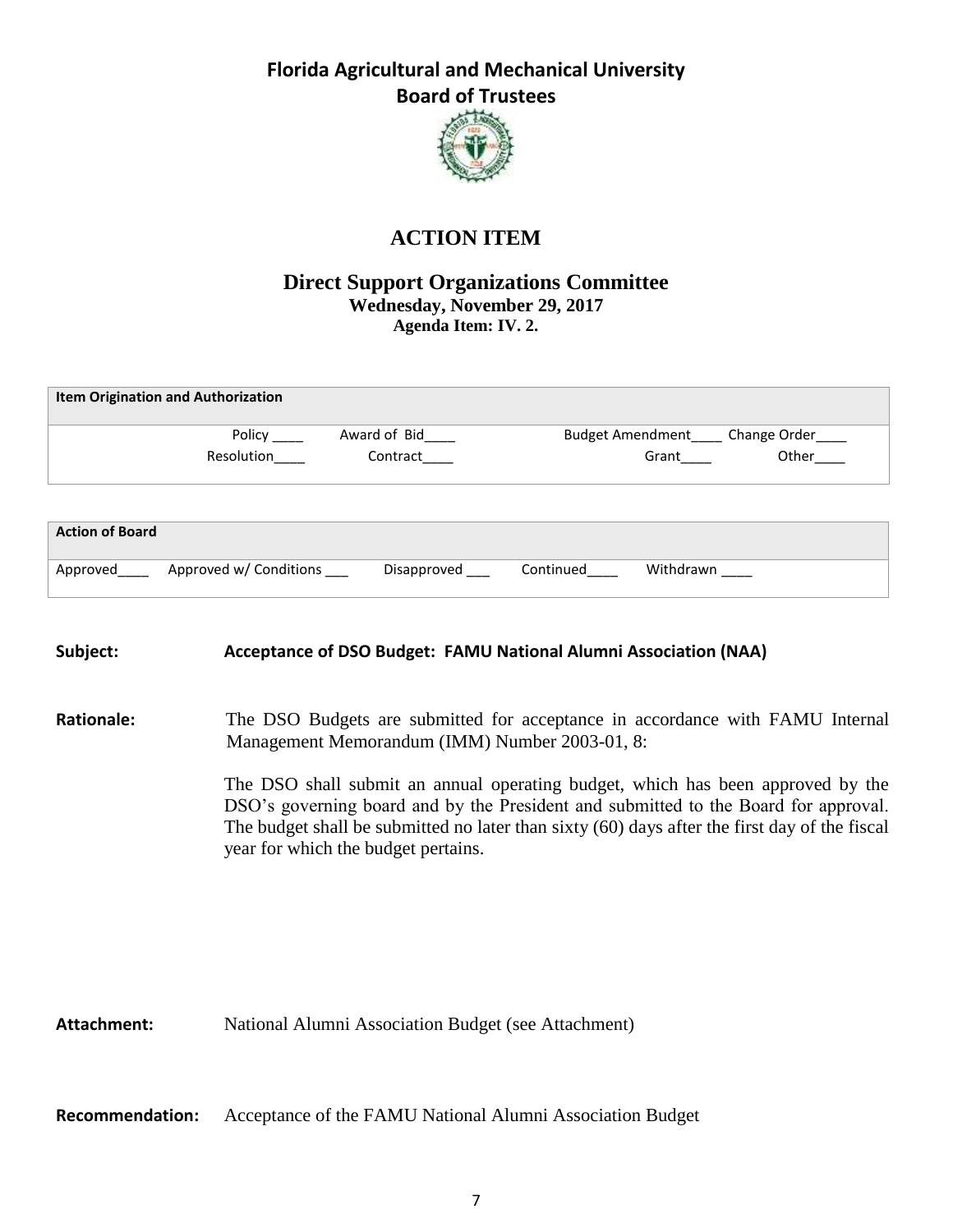# Florida Agricultural and Mechanical University
## Board of Trustees

## ACTION ITEM

### Direct Support Organizations Committee
**Wednesday, November 29, 2017**
**Agenda Item: IV. 2.**

| Item Origination and Authorization | | | |
|---|---|---|---|
| Policy ____ | Award of Bid____ | Budget Amendment____ | Change Order____ |
| Resolution____ | Contract____ | Grant____ | Other____ |

| Action of Board | | | | |
|---|---|---|---|---|
| Approved____ | Approved w/ Conditions ___ | Disapproved ___ | Continued____ | Withdrawn ____ |

**Subject:** **Acceptance of DSO Budget: FAMU National Alumni Association (NAA)**

**Rationale:** The DSO Budgets are submitted for acceptance in accordance with FAMU Internal Management Memorandum (IMM) Number 2003-01, 8:

The DSO shall submit an annual operating budget, which has been approved by the DSO's governing board and by the President and submitted to the Board for approval. The budget shall be submitted no later than sixty (60) days after the first day of the fiscal year for which the budget pertains.

**Attachment:** National Alumni Association Budget (see Attachment)

**Recommendation:** Acceptance of the FAMU National Alumni Association Budget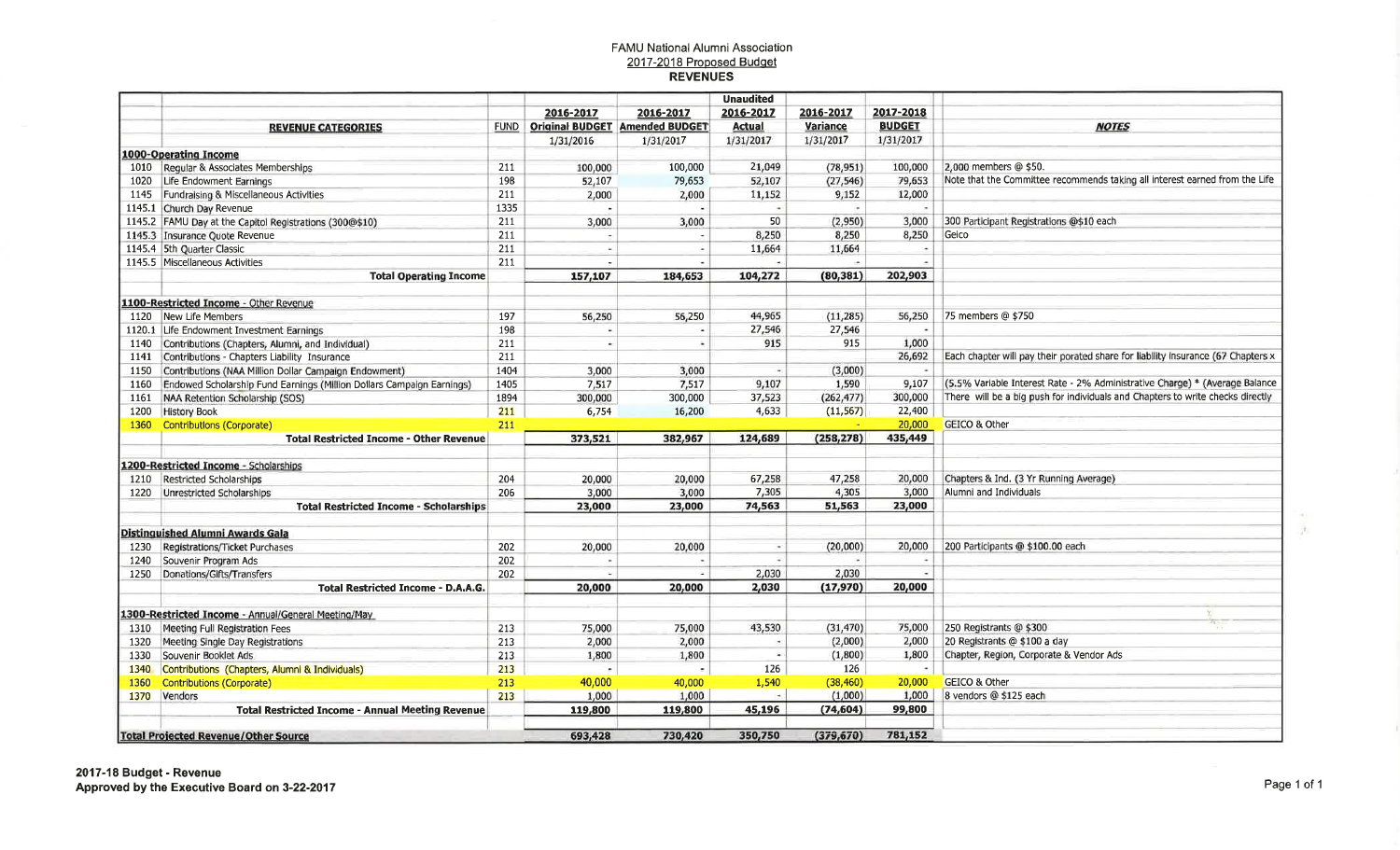FAMU National Alumni Association
2017-2018 Proposed Budget
**REVENUES**

| | REVENUE CATEGORIES | FUND | 2016-2017 Original BUDGET 1/31/2016 | 2016-2017 Amended BUDGET 1/31/2017 | Unaudited 2016-2017 Actual 1/31/2017 | 2016-2017 Variance 1/31/2017 | 2017-2018 BUDGET 1/31/2017 | NOTES |
|---|---|---|---|---|---|---|---|---|
| **1000-Operating Income** | | | | | | | | |
| 1010 | Regular & Associates Memberships | 211 | 100,000 | 100,000 | 21,049 | (78,951) | 100,000 | 2,000 members @ $50. |
| 1020 | Life Endowment Earnings | 198 | 52,107 | 79,653 | 52,107 | (27,546) | 79,653 | Note that the Committee recommends taking all interest earned from the Life |
| 1145 | Fundraising & Miscellaneous Activities | 211 | 2,000 | 2,000 | 11,152 | 9,152 | 12,000 | |
| 1145.1 | Church Day Revenue | 1335 | - | - | - | - | - | |
| 1145.2 | FAMU Day at the Capitol Registrations (300@$10) | 211 | 3,000 | 3,000 | 50 | (2,950) | 3,000 | 300 Participant Registrations @$10 each |
| 1145.3 | Insurance Quote Revenue | 211 | - | - | 8,250 | 8,250 | 8,250 | Geico |
| 1145.4 | 5th Quarter Classic | 211 | - | - | 11,664 | 11,664 | - | |
| 1145.5 | Miscellaneous Activities | 211 | - | - | - | - | - | |
| | **Total Operating Income** | | **157,107** | **184,653** | **104,272** | **(80,381)** | **202,903** | |
| **1100-Restricted Income - Other Revenue** | | | | | | | | |
| 1120 | New Life Members | 197 | 56,250 | 56,250 | 44,965 | (11,285) | 56,250 | 75 members @ $750 |
| 1120.1 | Life Endowment Investment Earnings | 198 | - | - | 27,546 | 27,546 | - | |
| 1140 | Contributions (Chapters, Alumni, and Individual) | 211 | - | - | 915 | 915 | 1,000 | |
| 1141 | Contributions - Chapters Liability Insurance | 211 | | | | | 26,692 | Each chapter will pay their porated share for liability insurance (67 Chapters x |
| 1150 | Contributions (NAA Million Dollar Campaign Endowment) | 1404 | 3,000 | 3,000 | - | (3,000) | - | |
| 1160 | Endowed Scholarship Fund Earnings (Million Dollars Campaign Earnings) | 1405 | 7,517 | 7,517 | 9,107 | 1,590 | 9,107 | (5.5% Variable Interest Rate - 2% Administrative Charge) * (Average Balance |
| 1161 | NAA Retention Scholarship (SOS) | 1894 | 300,000 | 300,000 | 37,523 | (262,477) | 300,000 | There will be a big push for individuals and Chapters to write checks directly |
| 1200 | History Book | 211 | 6,754 | 16,200 | 4,633 | (11,567) | 22,400 | |
| 1360 | Contributions (Corporate) | 211 | | | | - | 20,000 | GEICO & Other |
| | **Total Restricted Income - Other Revenue** | | **373,521** | **382,967** | **124,689** | **(258,278)** | **435,449** | |
| **1200-Restricted Income - Scholarships** | | | | | | | | |
| 1210 | Restricted Scholarships | 204 | 20,000 | 20,000 | 67,258 | 47,258 | 20,000 | Chapters & Ind. (3 Yr Running Average) |
| 1220 | Unrestricted Scholarships | 206 | 3,000 | 3,000 | 7,305 | 4,305 | 3,000 | Alumni and Individuals |
| | **Total Restricted Income - Scholarships** | | **23,000** | **23,000** | **74,563** | **51,563** | **23,000** | |
| **Distinguished Alumni Awards Gala** | | | | | | | | |
| 1230 | Registrations/Ticket Purchases | 202 | 20,000 | 20,000 | - | (20,000) | 20,000 | 200 Participants @ $100.00 each |
| 1240 | Souvenir Program Ads | 202 | - | - | - | - | - | |
| 1250 | Donations/Gifts/Transfers | 202 | - | - | 2,030 | 2,030 | - | |
| | **Total Restricted Income - D.A.A.G.** | | **20,000** | **20,000** | **2,030** | **(17,970)** | **20,000** | |
| **1300-Restricted Income - Annual/General Meeting/May** | | | | | | | | |
| 1310 | Meeting Full Registration Fees | 213 | 75,000 | 75,000 | 43,530 | (31,470) | 75,000 | 250 Registrants @ $300 |
| 1320 | Meeting Single Day Registrations | 213 | 2,000 | 2,000 | - | (2,000) | 2,000 | 20 Registrants @ $100 a day |
| 1330 | Souvenir Booklet Ads | 213 | 1,800 | 1,800 | - | (1,800) | 1,800 | Chapter, Region, Corporate & Vendor Ads |
| 1340 | Contributions (Chapters, Alumni & Individuals) | 213 | - | - | 126 | 126 | - | |
| 1360 | Contributions (Corporate) | 213 | 40,000 | 40,000 | 1,540 | (38,460) | 20,000 | GEICO & Other |
| 1370 | Vendors | 213 | 1,000 | 1,000 | - | (1,000) | 1,000 | 8 vendors @ $125 each |
| | **Total Restricted Income - Annual Meeting Revenue** | | **119,800** | **119,800** | **45,196** | **(74,604)** | **99,800** | |
| **Total Projected Revenue/Other Source** | | | **693,428** | **730,420** | **350,750** | **(379,670)** | **781,152** | |

**2017-18 Budget - Revenue**
**Approved by the Executive Board on 3-22-2017**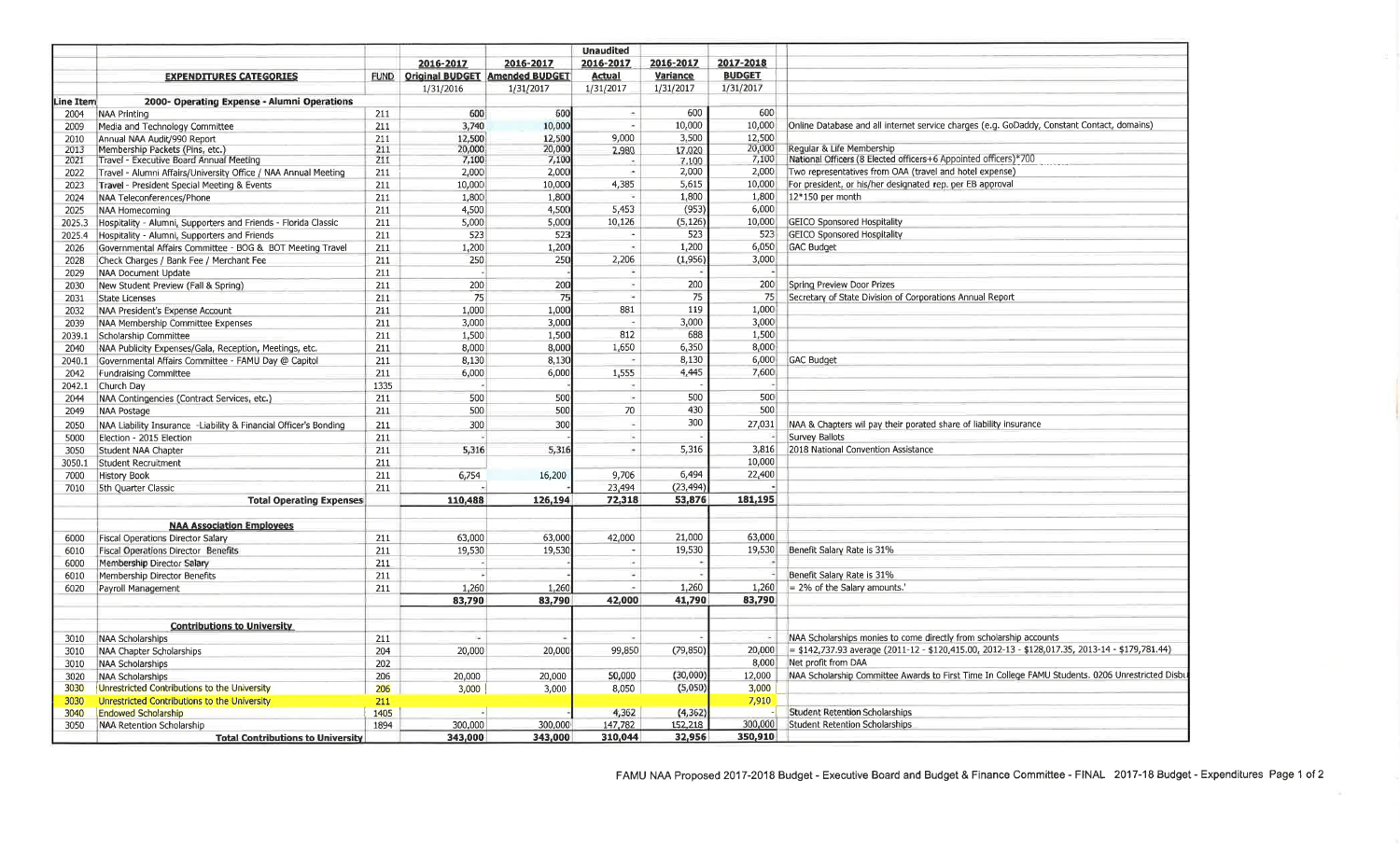| Line Item | EXPENDITURES CATEGORIES | FUND | 2016-2017 Original BUDGET | 2016-2017 Amended BUDGET | Unaudited 2016-2017 Actual | 2016-2017 Variance | 2017-2018 BUDGET | |
|---|---|---|---|---|---|---|---|---|
| | | | 1/31/2016 | 1/31/2017 | 1/31/2017 | 1/31/2017 | 1/31/2017 | |
| | **2000- Operating Expense - Alumni Operations** | | | | | | | |
| 2004 | NAA Printing | 211 | 600 | 600 | - | 600 | 600 | |
| 2009 | Media and Technology Committee | 211 | 3,740 | 10,000 | - | 10,000 | 10,000 | Online Database and all internet service charges (e.g. GoDaddy, Constant Contact, domains) |
| 2010 | Annual NAA Audit/990 Report | 211 | 12,500 | 12,500 | 9,000 | 3,500 | 12,500 | |
| 2013 | Membership Packets (Pins, etc.) | 211 | 20,000 | 20,000 | 2,980 | 17,020 | 20,000 | Regular & Life Membership |
| 2021 | Travel - Executive Board Annual Meeting | 211 | 7,100 | 7,100 | - | 7,100 | 7,100 | National Officers (8 Elected officers+6 Appointed officers)*700 |
| 2022 | Travel - Alumni Affairs/University Office / NAA Annual Meeting | 211 | 2,000 | 2,000 | - | 2,000 | 2,000 | Two representatives from OAA (travel and hotel expense) |
| 2023 | Travel - President Special Meeting & Events | 211 | 10,000 | 10,000 | 4,385 | 5,615 | 10,000 | For president, or his/her designated rep. per EB approval |
| 2024 | NAA Teleconferences/Phone | 211 | 1,800 | 1,800 | - | 1,800 | 1,800 | 12*150 per month |
| 2025 | NAA Homecoming | 211 | 4,500 | 4,500 | 5,453 | (953) | 6,000 | |
| 2025.3 | Hospitality - Alumni, Supporters and Friends - Florida Classic | 211 | 5,000 | 5,000 | 10,126 | (5,126) | 10,000 | GEICO Sponsored Hospitality |
| 2025.4 | Hospitality - Alumni, Supporters and Friends | 211 | 523 | 523 | - | 523 | 523 | GEICO Sponsored Hospitality |
| 2026 | Governmental Affairs Committee - BOG & BOT Meeting Travel | 211 | 1,200 | 1,200 | - | 1,200 | 6,050 | GAC Budget |
| 2028 | Check Charges / Bank Fee / Merchant Fee | 211 | 250 | 250 | 2,206 | (1,956) | 3,000 | |
| 2029 | NAA Document Update | 211 | - | | - | - | - | |
| 2030 | New Student Preview (Fall & Spring) | 211 | 200 | 200 | - | 200 | 200 | Spring Preview Door Prizes |
| 2031 | State Licenses | 211 | 75 | 75 | - | 75 | 75 | Secretary of State Division of Corporations Annual Report |
| 2032 | NAA President's Expense Account | 211 | 1,000 | 1,000 | 881 | 119 | 1,000 | |
| 2039 | NAA Membership Committee Expenses | 211 | 3,000 | 3,000 | - | 3,000 | 3,000 | |
| 2039.1 | Scholarship Committee | 211 | 1,500 | 1,500 | 812 | 688 | 1,500 | |
| 2040 | NAA Publicity Expenses/Gala, Reception, Meetings, etc. | 211 | 8,000 | 8,000 | 1,650 | 6,350 | 8,000 | |
| 2040.1 | Governmental Affairs Committee - FAMU Day @ Capitol | 211 | 8,130 | 8,130 | - | 8,130 | 6,000 | GAC Budget |
| 2042 | Fundraising Committee | 211 | 6,000 | 6,000 | 1,555 | 4,445 | 7,600 | |
| 2042.1 | Church Day | 1335 | - | | - | - | - | |
| 2044 | NAA Contingencies (Contract Services, etc.) | 211 | 500 | 500 | - | 500 | 500 | |
| 2049 | NAA Postage | 211 | 500 | 500 | 70 | 430 | 500 | |
| 2050 | NAA Liability Insurance -Liability & Financial Officer's Bonding | 211 | 300 | 300 | - | 300 | 27,031 | NAA & Chapters wil pay their porated share of liability insurance |
| 5000 | Election - 2015 Election | 211 | - | | - | - | - | Survey Ballots |
| 3050 | Student NAA Chapter | 211 | 5,316 | 5,316 | - | 5,316 | 3,816 | 2018 National Convention Assistance |
| 3050.1 | Student Recruitment | 211 | | | | | 10,000 | |
| 7000 | History Book | 211 | 6,754 | 16,200 | 9,706 | 6,494 | 22,400 | |
| 7010 | 5th Quarter Classic | 211 | - | | 23,494 | (23,494) | - | |
| | **Total Operating Expenses** | | **110,488** | **126,194** | **72,318** | **53,876** | **181,195** | |
| | | | | | | | | |
| | **NAA Association Employees** | | | | | | | |
| 6000 | Fiscal Operations Director Salary | 211 | 63,000 | 63,000 | 42,000 | 21,000 | 63,000 | |
| 6010 | Fiscal Operations Director Benefits | 211 | 19,530 | 19,530 | - | 19,530 | 19,530 | Benefit Salary Rate is 31% |
| 6000 | Membership Director Salary | 211 | - | | - | - | - | |
| 6010 | Membership Director Benefits | 211 | - | | - | - | - | Benefit Salary Rate is 31% |
| 6020 | Payroll Management | 211 | 1,260 | 1,260 | - | 1,260 | 1,260 | = 2% of the Salary amounts.' |
| | | | **83,790** | **83,790** | **42,000** | **41,790** | **83,790** | |
| | | | | | | | | |
| | **Contributions to University** | | | | | | | |
| 3010 | NAA Scholarships | 211 | - | - | - | - | - | NAA Scholarships monies to come directly from scholarship accounts |
| 3010 | NAA Chapter Scholarships | 204 | 20,000 | 20,000 | 99,850 | (79,850) | 20,000 | = $142,737.93 average (2011-12 - $120,415.00, 2012-13 - $128,017.35, 2013-14 - $179,781.44) |
| 3010 | NAA Scholarships | 202 | | | | | 8,000 | Net profit from DAA |
| 3020 | NAA Scholarships | 206 | 20,000 | 20,000 | 50,000 | (30,000) | 12,000 | NAA Scholarship Committee Awards to First Time In College FAMU Students. 0206 Unrestricted Disbu |
| 3030 | Unrestricted Contributions to the University | 206 | 3,000 | 3,000 | 8,050 | (5,050) | 3,000 | |
| 3030 | Unrestricted Contributions to the University | 211 | | | | | 7,910 | |
| 3040 | Endowed Scholarship | 1405 | - | | 4,362 | (4,362) | - | Student Retention Scholarships |
| 3050 | NAA Retention Scholarship | 1894 | 300,000 | 300,000 | 147,782 | 152,218 | 300,000 | Student Retention Scholarships |
| | **Total Contributions to University** | | **343,000** | **343,000** | **310,044** | **32,956** | **350,910** | |

FAMU NAA Proposed 2017-2018 Budget - Executive Board and Budget & Finance Committee - FINAL 2017-18 Budget - Expenditures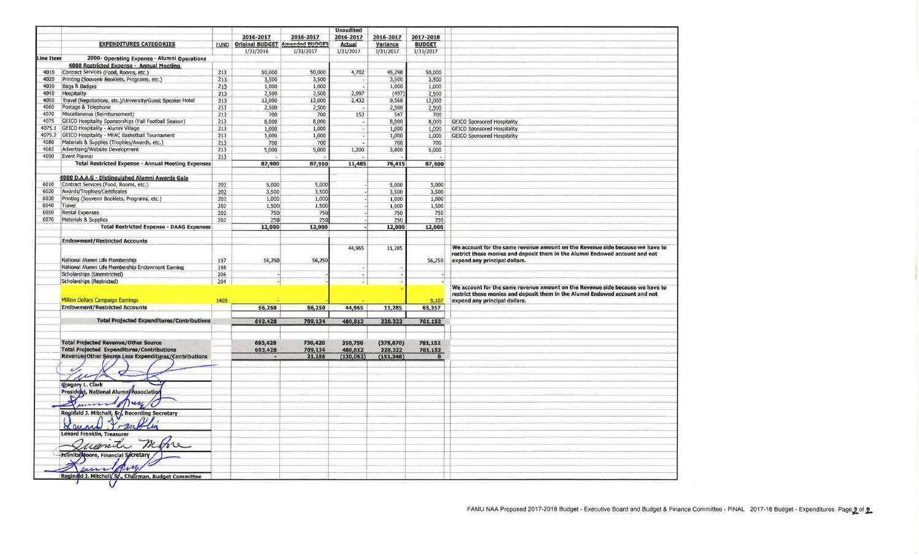| Line Item | EXPENDITURES CATEGORIES | FUND | 2016-2017 Original BUDGET 1/31/2016 | 2016-2017 Amended BUDGET 1/31/2017 | Unaudited 2016-2017 Actual 1/31/2017 | 2016-2017 Variance 1/31/2017 | 2017-2018 BUDGET 1/31/2017 | |
|---|---|---|---|---|---|---|---|---|
| | **2000- Operating Expense - Alumni Operations** | | | | | | | |
| | **4000 Restricted Expense - Annual Meeting** | | | | | | | |
| 4010 | Contract Services (Food, Rooms, etc.) | 213 | 50,000 | 50,000 | 4,702 | 45,298 | 50,000 | |
| 4020 | Printing (Souvenir Booklets, Programs, etc.) | 213 | 3,500 | 3,500 | - | 3,500 | 3,500 | |
| 4030 | Bags & Badges | 213 | 1,000 | 1,000 | - | 1,000 | 1,000 | |
| 4040 | Hospitality | 213 | 2,500 | 2,500 | 2,997 | (497) | 2,500 | |
| 4050 | Travel (Negotiations, etc.)/University/Guest Speaker Hotel | 213 | 12,000 | 12,000 | 2,432 | 9,568 | 12,000 | |
| 4060 | Postage & Telephone | 213 | 2,500 | 2,500 | - | 2,500 | 2,500 | |
| 4070 | Miscellaneous (Reimbursement) | 213 | 700 | 700 | 153 | 547 | 700 | |
| 4075 | GEICO Hospitality Sponsorships (Fall Football Season) | 213 | 8,000 | 8,000 | - | 8,000 | 8,000 | GEICO Sponsored Hospitality |
| 4075.1 | GEICO Hospitality - Alumni Village | 213 | 1,000 | 1,000 | - | 1,000 | 1,000 | GEICO Sponsored Hospitality |
| 4075.2 | GEICO Hospitality - MEAC Basketball Tournament | 213 | 1,000 | 1,000 | - | 1,000 | 1,000 | GEICO Sponsored Hospitality |
| 4080 | Materials & Supplies (Trophies/Awards, etc.) | 213 | 700 | 700 | - | 700 | 700 | |
| 4085 | Advertising/Website Development | 213 | 5,000 | 5,000 | 1,200 | 3,800 | 5,000 | |
| 4090 | Event Planner | 213 | - | - | - | - | - | |
| | **Total Restricted Expense - Annual Meeting Expenses** | | **87,900** | **87,900** | **11,485** | **76,415** | **87,900** | |
| | **4000 D.A.A.G - Distinguished Alumni Awards Gala** | | | | | | | |
| 6010 | Contract Services (Food, Rooms, etc.) | 202 | 5,000 | 5,000 | - | 5,000 | 5,000 | |
| 6020 | Awards/Trophies/Certificates | 202 | 3,500 | 3,500 | - | 3,500 | 3,500 | |
| 6030 | Printing (Souvenir Booklets, Programs, etc.) | 202 | 1,000 | 1,000 | - | 1,000 | 1,000 | |
| 6040 | Travel | 202 | 1,500 | 1,500 | - | 1,500 | 1,500 | |
| 6050 | Rental Expenses | 202 | 750 | 750 | - | 750 | 750 | |
| 6070 | Materials & Supplies | 202 | 250 | 250 | - | 250 | 250 | |
| | **Total Restricted Expense - DAAG Expenses** | | **12,000** | **12,000** | **-** | **12,000** | **12,000** | |
| | **Endowment/Restricted Accounts** | | | | | | | |
| | National Alumni Life Membership | 197 | 56,250 | 56,250 | 44,965 | 11,285 | 56,250 | **We account for the same revenue amount on the Revenue side because we have to restrict these monies and deposit them in the Alumni Endowed account and not expend any principal dollars.** |
| | National Alumni Life Membership Endowment Earning | 198 | | | - | - | | |
| | Scholarships (Unrestricted) | 206 | - | | - | - | - | |
| | Scholarships (Restricted) | 204 | - | - | - | - | - | |
| | Million Dollars Campaign Earnings | 1405 | - | | - | - | 9,107 | **We account for the same revenue amount on the Revenue side because we have to restrict these monies and deposit them in the Alumni Endowed account and not expend any principal dollars.** |
| | **Endowment/Restricted Accounts** | | **56,250** | **56,250** | **44,965** | **11,285** | **65,357** | |
| | **Total Projected Expenditures/Contributions** | | **693,428** | **709,134** | **480,812** | **228,322** | **781,152** | |
| | **Total Projected Revenue/Other Source** | | **693,428** | **730,420** | **350,750** | **(379,670)** | **781,152** | |
| | **Total Projected Expenditures/Contributions** | | **693,428** | **709,134** | **480,812** | **228,322** | **781,152** | |
| | **Revenue/Other Source Less Expenditures/Contributions** | | **-** | **21,286** | **(130,062)** | **(151,348)** | **0** | |

Gregory L. Clark
President, National Alumni Association

Reginald J. Mitchell, Sr., Recording Secretary

Lenard Franklin, Treasurer

Juanita Moore, Financial Secretary

Reginald J. Mitchell, Sr., Chairman, Budget Committee

FAMU NAA Proposed 2017-2018 Budget - Executive Board and Budget & Finance Committee - FINAL 2017-18 Budget - Expenditures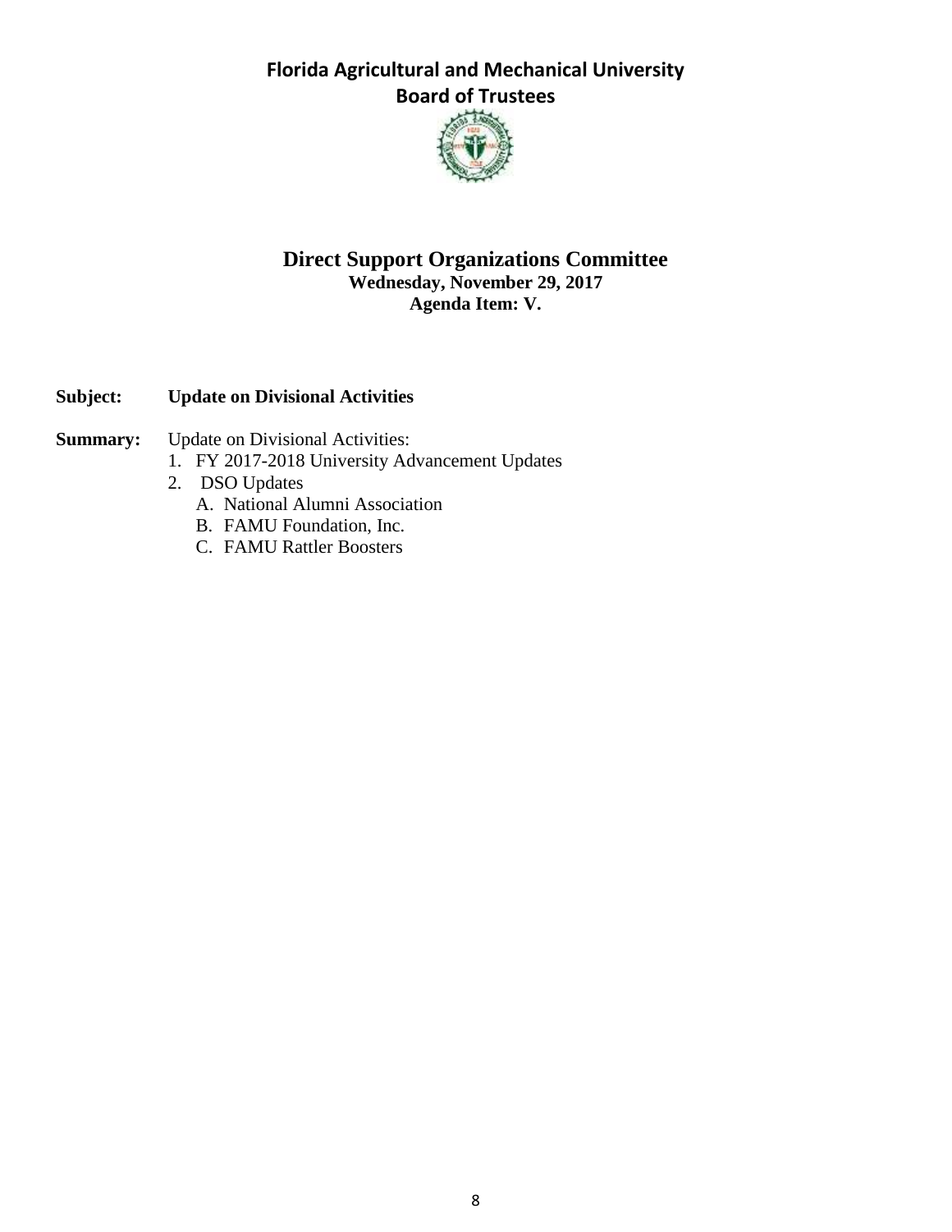# Florida Agricultural and Mechanical University
## Board of Trustees

## Direct Support Organizations Committee
**Wednesday, November 29, 2017**
**Agenda Item: V.**

**Subject:** **Update on Divisional Activities**

**Summary:** Update on Divisional Activities:

1. FY 2017-2018 University Advancement Updates
2. DSO Updates
   - A. National Alumni Association
   - B. FAMU Foundation, Inc.
   - C. FAMU Rattler Boosters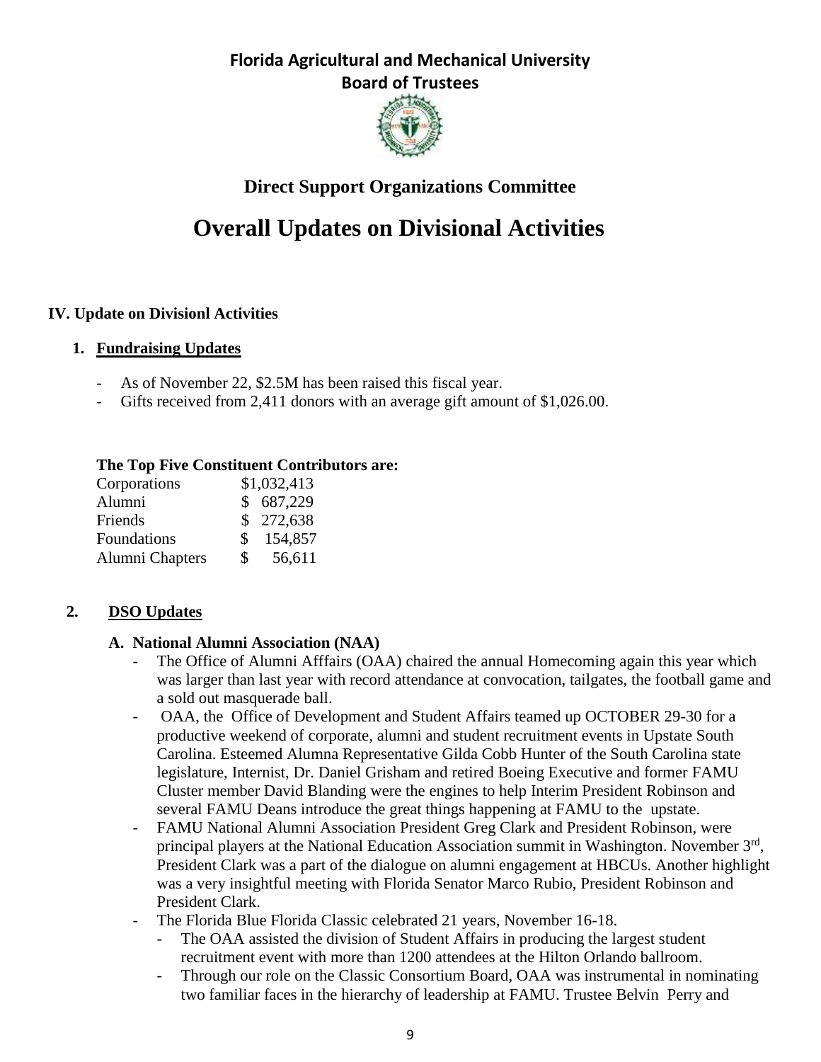# Florida Agricultural and Mechanical University
## Board of Trustees

## Direct Support Organizations Committee

# Overall Updates on Divisional Activities

**IV. Update on Divisionl Activities**

1. **Fundraising Updates**

- As of November 22, $2.5M has been raised this fiscal year.
- Gifts received from 2,411 donors with an average gift amount of $1,026.00.

**The Top Five Constituent Contributors are:**

| Corporations | $1,032,413 |
| --- | --- |
| Alumni | $ 687,229 |
| Friends | $ 272,638 |
| Foundations | $ 154,857 |
| Alumni Chapters | $ 56,611 |

2. **DSO Updates**

**A. National Alumni Association (NAA)**

- The Office of Alumni Afffairs (OAA) chaired the annual Homecoming again this year which was larger than last year with record attendance at convocation, tailgates, the football game and a sold out masquerade ball.
- OAA, the Office of Development and Student Affairs teamed up OCTOBER 29-30 for a productive weekend of corporate, alumni and student recruitment events in Upstate South Carolina. Esteemed Alumna Representative Gilda Cobb Hunter of the South Carolina state legislature, Internist, Dr. Daniel Grisham and retired Boeing Executive and former FAMU Cluster member David Blanding were the engines to help Interim President Robinson and several FAMU Deans introduce the great things happening at FAMU to the upstate.
- FAMU National Alumni Association President Greg Clark and President Robinson, were principal players at the National Education Association summit in Washington. November 3rd, President Clark was a part of the dialogue on alumni engagement at HBCUs. Another highlight was a very insightful meeting with Florida Senator Marco Rubio, President Robinson and President Clark.
- The Florida Blue Florida Classic celebrated 21 years, November 16-18.
  - The OAA assisted the division of Student Affairs in producing the largest student recruitment event with more than 1200 attendees at the Hilton Orlando ballroom.
  - Through our role on the Classic Consortium Board, OAA was instrumental in nominating two familiar faces in the hierarchy of leadership at FAMU. Trustee Belvin Perry and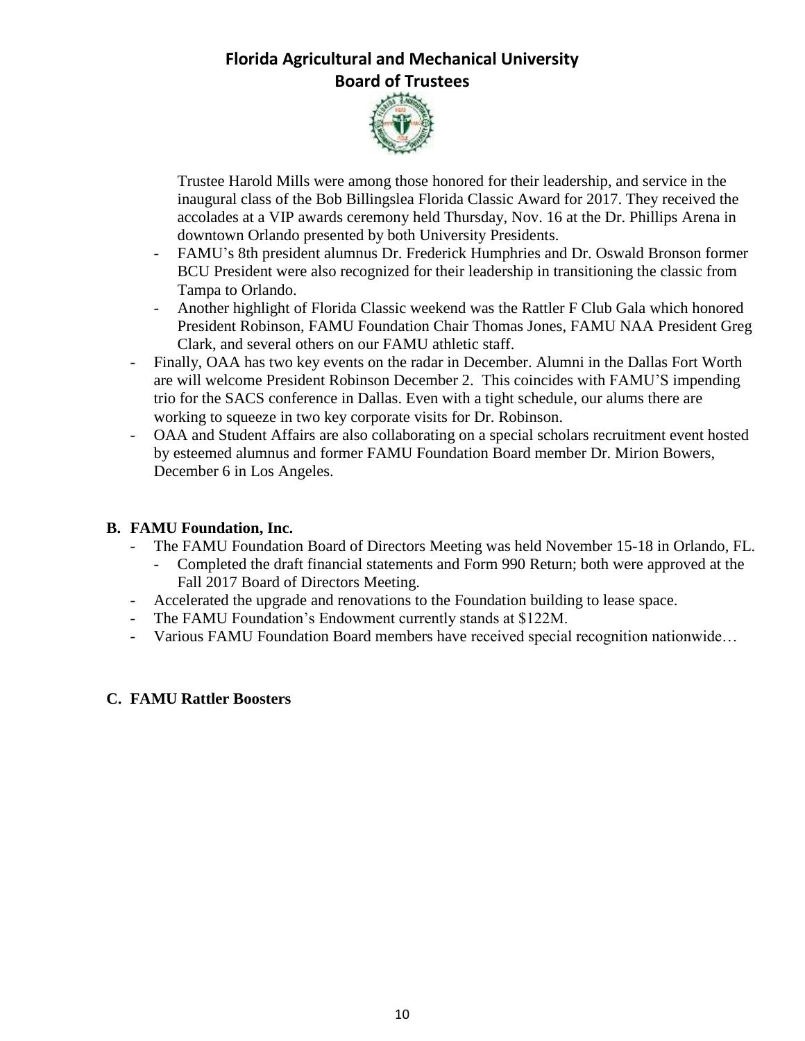Trustee Harold Mills were among those honored for their leadership, and service in the inaugural class of the Bob Billingslea Florida Classic Award for 2017. They received the accolades at a VIP awards ceremony held Thursday, Nov. 16 at the Dr. Phillips Arena in downtown Orlando presented by both University Presidents.

- FAMU's 8th president alumnus Dr. Frederick Humphries and Dr. Oswald Bronson former BCU President were also recognized for their leadership in transitioning the classic from Tampa to Orlando.
- Another highlight of Florida Classic weekend was the Rattler F Club Gala which honored President Robinson, FAMU Foundation Chair Thomas Jones, FAMU NAA President Greg Clark, and several others on our FAMU athletic staff.

- Finally, OAA has two key events on the radar in December. Alumni in the Dallas Fort Worth are will welcome President Robinson December 2. This coincides with FAMU'S impending trio for the SACS conference in Dallas. Even with a tight schedule, our alums there are working to squeeze in two key corporate visits for Dr. Robinson.
- OAA and Student Affairs are also collaborating on a special scholars recruitment event hosted by esteemed alumnus and former FAMU Foundation Board member Dr. Mirion Bowers, December 6 in Los Angeles.

**B. FAMU Foundation, Inc.**

- The FAMU Foundation Board of Directors Meeting was held November 15-18 in Orlando, FL.
  - Completed the draft financial statements and Form 990 Return; both were approved at the Fall 2017 Board of Directors Meeting.
- Accelerated the upgrade and renovations to the Foundation building to lease space.
- The FAMU Foundation's Endowment currently stands at $122M.
- Various FAMU Foundation Board members have received special recognition nationwide…

**C. FAMU Rattler Boosters**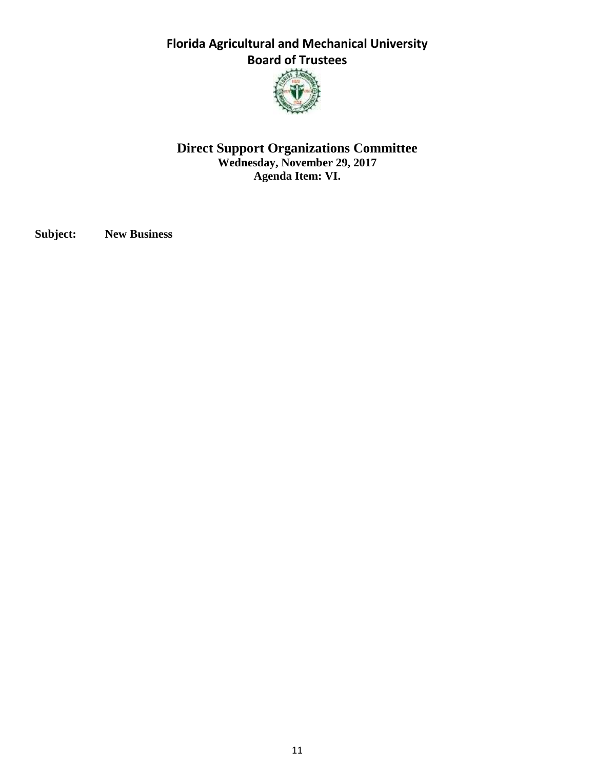# Florida Agricultural and Mechanical University
## Board of Trustees

## Direct Support Organizations Committee

**Wednesday, November 29, 2017**
**Agenda Item: VI.**

**Subject:** **New Business**